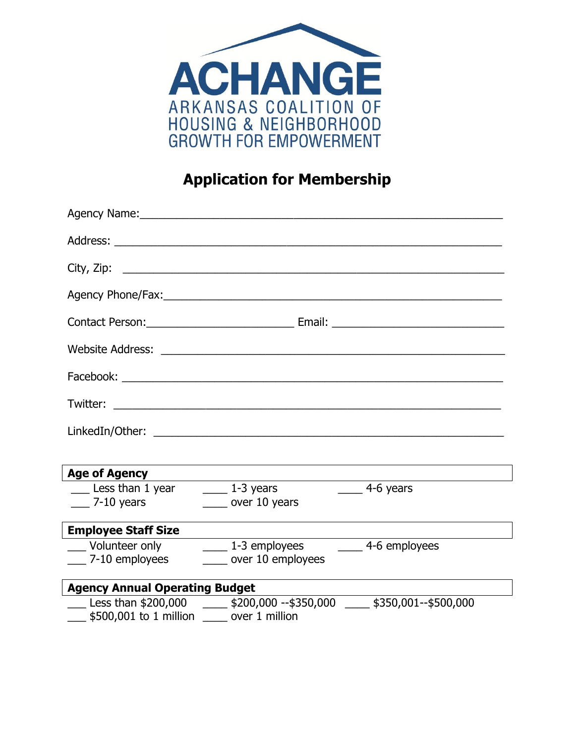# ACHANGE

ARKANSAS COALITION OF HOUSING & NEIGHBORHOOD GROWTH FOR EMPOWERMENT

## Application for Membership

Agency Name:_______________________________________________________

Address: _________________________________________________________

City, Zip: ________________________________________________________

Agency Phone/Fax:__________________________________________________

Contact Person:_______________________ Email: ______________________

Website Address: ___________________________________________________

Facebook: ________________________________________________________

Twitter: _________________________________________________________

LinkedIn/Other: ____________________________________________________

**Age of Agency**

___ Less than 1 year ____ 1-3 years ____ 4-6 years
___ 7-10 years ____ over 10 years

**Employee Staff Size**

___ Volunteer only ____ 1-3 employees ____ 4-6 employees
___ 7-10 employees ____ over 10 employees

**Agency Annual Operating Budget**

___ Less than $200,000 ____ $200,000 --$350,000 ____ $350,001--$500,000
___ $500,001 to 1 million ____ over 1 million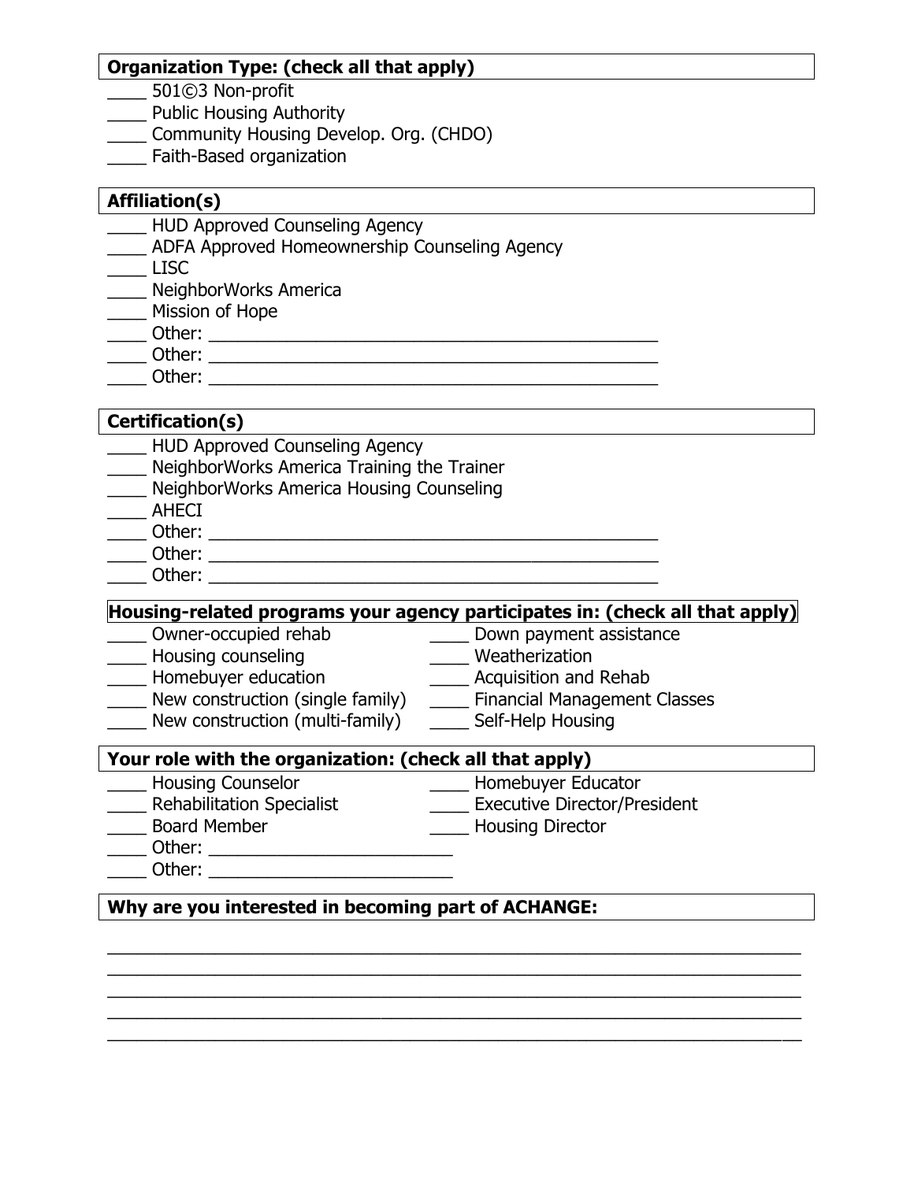**Organization Type: (check all that apply)**

____ 501©3 Non-profit
____ Public Housing Authority
____ Community Housing Develop. Org. (CHDO)
____ Faith-Based organization

**Affiliation(s)**

____ HUD Approved Counseling Agency
____ ADFA Approved Homeownership Counseling Agency
____ LISC
____ NeighborWorks America
____ Mission of Hope
____ Other: ____________________________________________
____ Other: ____________________________________________
____ Other: ____________________________________________

**Certification(s)**

____ HUD Approved Counseling Agency
____ NeighborWorks America Training the Trainer
____ NeighborWorks America Housing Counseling
____ AHECI
____ Other: ____________________________________________
____ Other: ____________________________________________
____ Other: ____________________________________________

**Housing-related programs your agency participates in: (check all that apply)**

____ Owner-occupied rehab
____ Housing counseling
____ Homebuyer education
____ New construction (single family)
____ New construction (multi-family)
____ Down payment assistance
____ Weatherization
____ Acquisition and Rehab
____ Financial Management Classes
____ Self-Help Housing

**Your role with the organization: (check all that apply)**

____ Housing Counselor
____ Rehabilitation Specialist
____ Board Member
____ Other: ______________________
____ Other: ______________________
____ Homebuyer Educator
____ Executive Director/President
____ Housing Director

**Why are you interested in becoming part of ACHANGE:**

________________________________________________________________________
________________________________________________________________________
________________________________________________________________________
________________________________________________________________________
________________________________________________________________________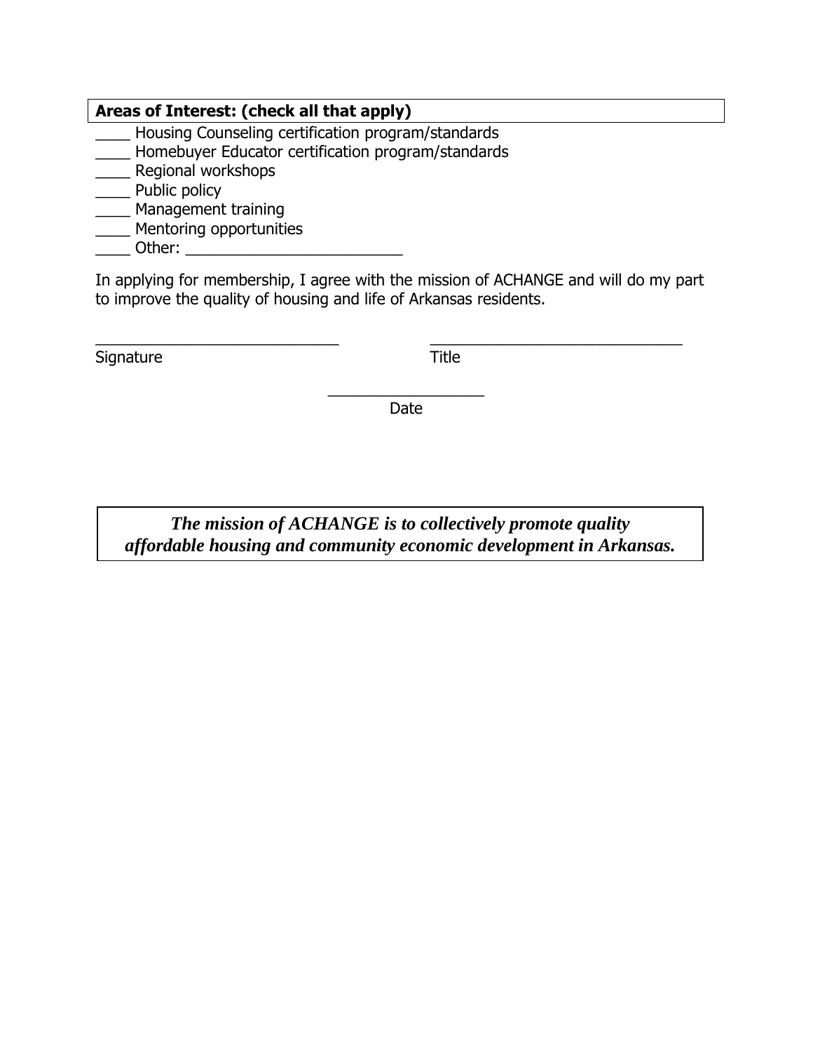**Areas of Interest: (check all that apply)**

____ Housing Counseling certification program/standards
____ Homebuyer Educator certification program/standards
____ Regional workshops
____ Public policy
____ Management training
____ Mentoring opportunities
____ Other: _________________________

In applying for membership, I agree with the mission of ACHANGE and will do my part to improve the quality of housing and life of Arkansas residents.

____________________________ ______________________________
Signature Title

__________________
Date

***The mission of ACHANGE is to collectively promote quality affordable housing and community economic development in Arkansas.***